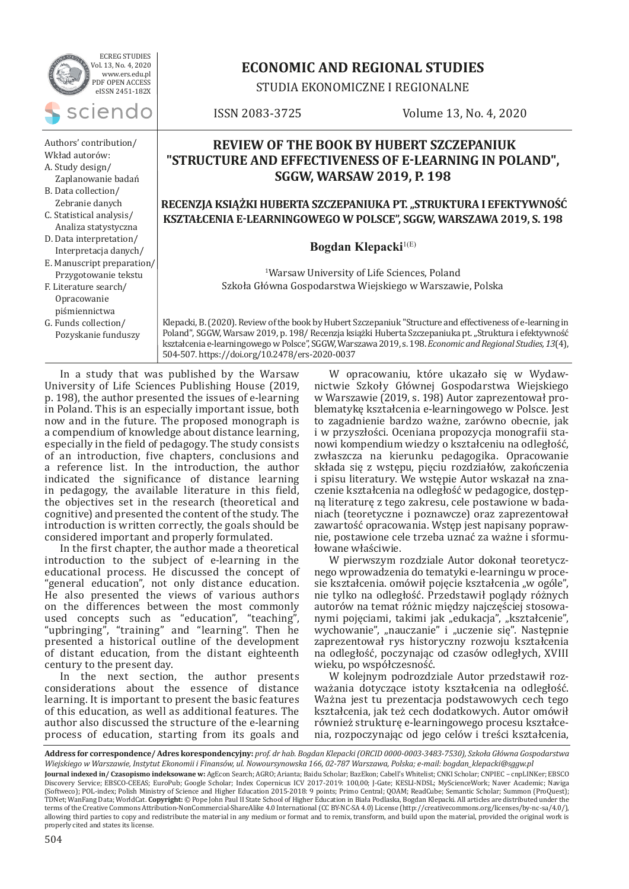# ECONOMIC AND REGIONAL STUDIES

STUDIA EKONOMICZNE I REGIONALNE

ISSN 2083-3725 Volume 13, No. 4, 2020

Authors' contribution/ Wkład autorów:
A. Study design/ Zaplanowanie badań
B. Data collection/ Zebranie danych
C. Statistical analysis/ Analiza statystyczna
D. Data interpretation/ Interpretacja danych/
E. Manuscript preparation/ Przygotowanie tekstu
F. Literature search/ Opracowanie piśmiennictwa
G. Funds collection/ Pozyskanie funduszy

## REVIEW OF THE BOOK BY HUBERT SZCZEPANIUK "STRUCTURE AND EFFECTIVENESS OF E-LEARNING IN POLAND", SGGW, WARSAW 2019, P. 198

### RECENZJA KSIĄŻKI HUBERTA SZCZEPANIUKA PT. „STRUKTURA I EFEKTYWNOŚĆ KSZTAŁCENIA E-LEARNINGOWEGO W POLSCE", SGGW, WARSZAWA 2019, S. 198

**Bogdan Klepacki**[1(E)]

[1]Warsaw University of Life Sciences, Poland
Szkoła Główna Gospodarstwa Wiejskiego w Warszawie, Polska

Klepacki, B. (2020). Review of the book by Hubert Szczepaniuk "Structure and effectiveness of e-learning in Poland", SGGW, Warsaw 2019, p. 198/ Recenzja książki Huberta Szczepaniuka pt. „Struktura i efektywność kształcenia e-learningowego w Polsce", SGGW, Warszawa 2019, s. 198. *Economic and Regional Studies, 13*(4), 504-507. https://doi.org/10.2478/ers-2020-0037

In a study that was published by the Warsaw University of Life Sciences Publishing House (2019, p. 198), the author presented the issues of e-learning in Poland. This is an especially important issue, both now and in the future. The proposed monograph is a compendium of knowledge about distance learning, especially in the field of pedagogy. The study consists of an introduction, five chapters, conclusions and a reference list. In the introduction, the author indicated the significance of distance learning in pedagogy, the available literature in this field, the objectives set in the research (theoretical and cognitive) and presented the content of the study. The introduction is written correctly, the goals should be considered important and properly formulated.

In the first chapter, the author made a theoretical introduction to the subject of e-learning in the educational process. He discussed the concept of "general education", not only distance education. He also presented the views of various authors on the differences between the most commonly used concepts such as "education", "teaching", "upbringing", "training" and "learning". Then he presented a historical outline of the development of distant education, from the distant eighteenth century to the present day.

In the next section, the author presents considerations about the essence of distance learning. It is important to present the basic features of this education, as well as additional features. The author also discussed the structure of the e-learning process of education, starting from its goals and

W opracowaniu, które ukazało się w Wydawnictwie Szkoły Głównej Gospodarstwa Wiejskiego w Warszawie (2019, s. 198) Autor zaprezentował problematykę kształcenia e-learningowego w Polsce. Jest to zagadnienie bardzo ważne, zarówno obecnie, jak i w przyszłości. Oceniana propozycja monografii stanowi kompendium wiedzy o kształceniu na odległość, zwłaszcza na kierunku pedagogika. Opracowanie składa się z wstępu, pięciu rozdziałów, zakończenia i spisu literatury. We wstępie Autor wskazał na znaczenie kształcenia na odległość w pedagogice, dostępną literaturę z tego zakresu, cele postawione w badaniach (teoretyczne i poznawcze) oraz zaprezentował zawartość opracowania. Wstęp jest napisany poprawnie, postawione cele trzeba uznać za ważne i sformułowane właściwie.

W pierwszym rozdziale Autor dokonał teoretycznego wprowadzenia do tematyki e-learningu w procesie kształcenia. omówił pojęcie kształcenia „w ogóle", nie tylko na odległość. Przedstawił poglądy różnych autorów na temat różnic między najczęściej stosowanymi pojęciami, takimi jak „edukacja", „kształcenie", wychowanie", „nauczanie" i „uczenie się". Następnie zaprezentował rys historyczny rozwoju kształcenia na odległość, poczynając od czasów odległych, XVIII wieku, po współczesność.

W kolejnym podrozdziale Autor przedstawił rozważania dotyczące istoty kształcenia na odległość. Ważna jest tu prezentacja podstawowych cech tego kształcenia, jak też cech dodatkowych. Autor omówił również strukturę e-learningowego procesu kształcenia, rozpoczynając od jego celów i treści kształcenia,

**Address for correspondence/ Adres korespondencyjny:** *prof. dr hab. Bogdan Klepacki (ORCID 0000-0003-3483-7530), Szkoła Główna Gospodarstwa Wiejskiego w Warszawie, Instytut Ekonomii i Finansów, ul. Nowoursynowska 166, 02-787 Warszawa, Polska; e-mail: bogdan_klepacki@sggw.pl*

**Journal indexed in/ Czasopismo indeksowane w:** AgEcon Search; AGRO; Arianta; Baidu Scholar; BazEkon; Cabell's Whitelist; CNKI Scholar; CNPIEC – cnpLINKer; EBSCO Discovery Service; EBSCO-CEEAS; EuroPub; Google Scholar; Index Copernicus ICV 2017-2019: 100,00; J-Gate; KESLI-NDSL; MyScienceWork; Naver Academic; Naviga (Softweco); POL-index; Polish Ministry of Science and Higher Education 2015-2018: 9 points; Primo Central; QOAM; ReadCube; Semantic Scholar; Summon (ProQuest); TDNet; WanFang Data; WorldCat. **Copyright:** © Pope John Paul II State School of Higher Education in Biała Podlaska, Bogdan Klepacki. All articles are distributed under the terms of the Creative Commons Attribution-NonCommercial-ShareAlike 4.0 International (CC BY-NC-SA 4.0) License (http://creativecommons.org/licenses/by-nc-sa/4.0/), allowing third parties to copy and redistribute the material in any medium or format and to remix, transform, and build upon the material, provided the original work is properly cited and states its license.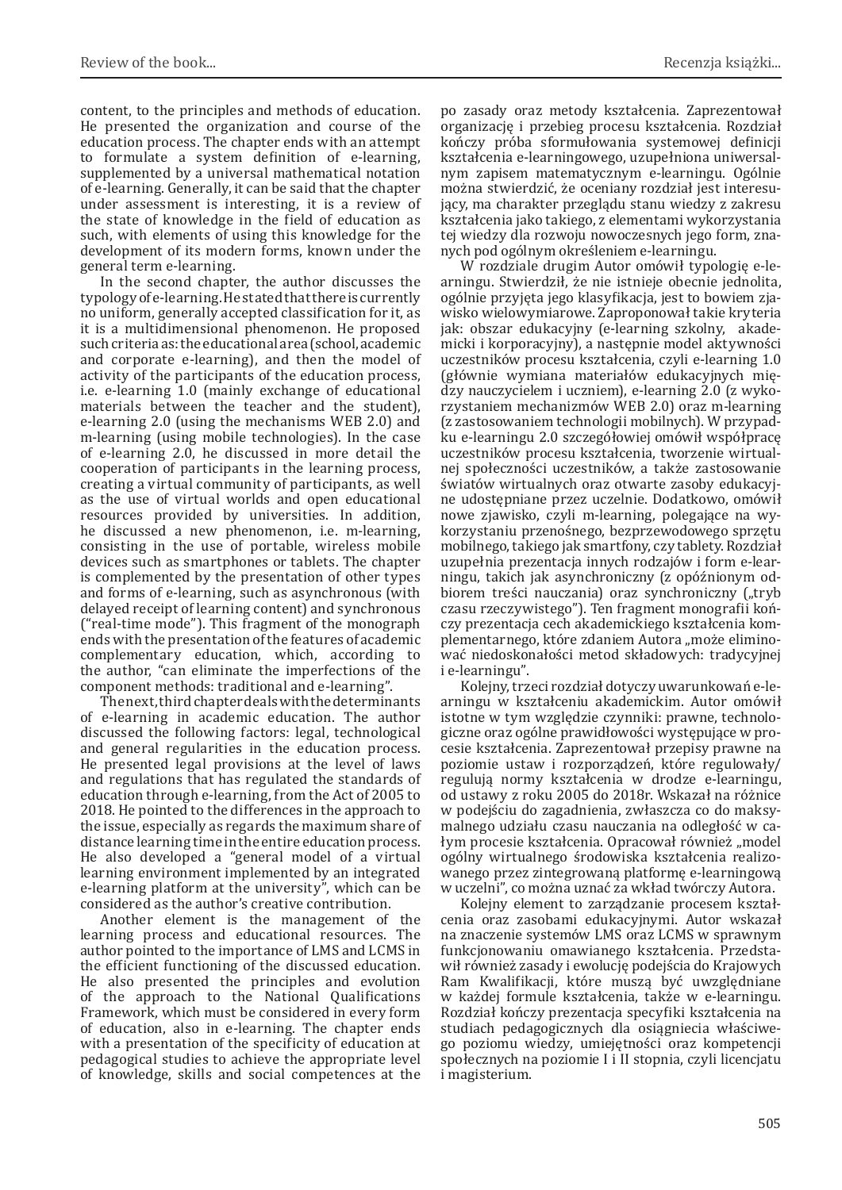content, to the principles and methods of education. He presented the organization and course of the education process. The chapter ends with an attempt to formulate a system definition of e-learning, supplemented by a universal mathematical notation of e-learning. Generally, it can be said that the chapter under assessment is interesting, it is a review of the state of knowledge in the field of education as such, with elements of using this knowledge for the development of its modern forms, known under the general term e-learning.

In the second chapter, the author discusses the typology of e-learning. He stated that there is currently no uniform, generally accepted classification for it, as it is a multidimensional phenomenon. He proposed such criteria as: the educational area (school, academic and corporate e-learning), and then the model of activity of the participants of the education process, i.e. e-learning 1.0 (mainly exchange of educational materials between the teacher and the student), e-learning 2.0 (using the mechanisms WEB 2.0) and m-learning (using mobile technologies). In the case of e-learning 2.0, he discussed in more detail the cooperation of participants in the learning process, creating a virtual community of participants, as well as the use of virtual worlds and open educational resources provided by universities. In addition, he discussed a new phenomenon, i.e. m-learning, consisting in the use of portable, wireless mobile devices such as smartphones or tablets. The chapter is complemented by the presentation of other types and forms of e-learning, such as asynchronous (with delayed receipt of learning content) and synchronous ("real-time mode"). This fragment of the monograph ends with the presentation of the features of academic complementary education, which, according to the author, "can eliminate the imperfections of the component methods: traditional and e-learning".

The next, third chapter deals with the determinants of e-learning in academic education. The author discussed the following factors: legal, technological and general regularities in the education process. He presented legal provisions at the level of laws and regulations that has regulated the standards of education through e-learning, from the Act of 2005 to 2018. He pointed to the differences in the approach to the issue, especially as regards the maximum share of distance learning time in the entire education process. He also developed a "general model of a virtual learning environment implemented by an integrated e-learning platform at the university", which can be considered as the author's creative contribution.

Another element is the management of the learning process and educational resources. The author pointed to the importance of LMS and LCMS in the efficient functioning of the discussed education. He also presented the principles and evolution of the approach to the National Qualifications Framework, which must be considered in every form of education, also in e-learning. The chapter ends with a presentation of the specificity of education at pedagogical studies to achieve the appropriate level of knowledge, skills and social competences at the

po zasady oraz metody kształcenia. Zaprezentował organizację i przebieg procesu kształcenia. Rozdział kończy próba sformułowania systemowej definicji kształcenia e-learningowego, uzupełniona uniwersalnym zapisem matematycznym e-learningu. Ogólnie można stwierdzić, że oceniany rozdział jest interesujący, ma charakter przeglądu stanu wiedzy z zakresu kształcenia jako takiego, z elementami wykorzystania tej wiedzy dla rozwoju nowoczesnych jego form, znanych pod ogólnym określeniem e-learningu.

W rozdziale drugim Autor omówił typologię e-learningu. Stwierdził, że nie istnieje obecnie jednolita, ogólnie przyjęta jego klasyfikacja, jest to bowiem zjawisko wielowymiarowe. Zaproponował takie kryteria jak: obszar edukacyjny (e-learning szkolny, akademicki i korporacyjny), a następnie model aktywności uczestników procesu kształcenia, czyli e-learning 1.0 (głównie wymiana materiałów edukacyjnych między nauczycielem i uczniem), e-learning 2.0 (z wykorzystaniem mechanizmów WEB 2.0) oraz m-learning (z zastosowaniem technologii mobilnych). W przypadku e-learningu 2.0 szczegółowiej omówił współpracę uczestników procesu kształcenia, tworzenie wirtualnej społeczności uczestników, a także zastosowanie światów wirtualnych oraz otwarte zasoby edukacyjne udostępniane przez uczelnie. Dodatkowo, omówił nowe zjawisko, czyli m-learning, polegające na wykorzystaniu przenośnego, bezprzewodowego sprzętu mobilnego, takiego jak smartfony, czy tablety. Rozdział uzupełnia prezentacja innych rodzajów i form e-learningu, takich jak asynchroniczny (z opóźnionym odbiorem treści nauczania) oraz synchroniczny („tryb czasu rzeczywistego"). Ten fragment monografii kończy prezentacja cech akademickiego kształcenia komplementarnego, które zdaniem Autora „może eliminować niedoskonałości metod składowych: tradycyjnej i e-learningu".

Kolejny, trzeci rozdział dotyczy uwarunkowań e-learningu w kształceniu akademickim. Autor omówił istotne w tym względzie czynniki: prawne, technologiczne oraz ogólne prawidłowości występujące w procesie kształcenia. Zaprezentował przepisy prawne na poziomie ustaw i rozporządzeń, które regulowały/regulują normy kształcenia w drodze e-learningu, od ustawy z roku 2005 do 2018r. Wskazał na różnice w podejściu do zagadnienia, zwłaszcza co do maksymalnego udziału czasu nauczania na odległość w całym procesie kształcenia. Opracował również „model ogólny wirtualnego środowiska kształcenia realizowanego przez zintegrowaną platformę e-learningową w uczelni", co można uznać za wkład twórczy Autora.

Kolejny element to zarządzanie procesem kształcenia oraz zasobami edukacyjnymi. Autor wskazał na znaczenie systemów LMS oraz LCMS w sprawnym funkcjonowaniu omawianego kształcenia. Przedstawił również zasady i ewolucję podejścia do Krajowych Ram Kwalifikacji, które muszą być uwzględniane w każdej formule kształcenia, także w e-learningu. Rozdział kończy prezentacja specyfiki kształcenia na studiach pedagogicznych dla osiągniecia właściwego poziomu wiedzy, umiejętności oraz kompetencji społecznych na poziomie I i II stopnia, czyli licencjatu i magisterium.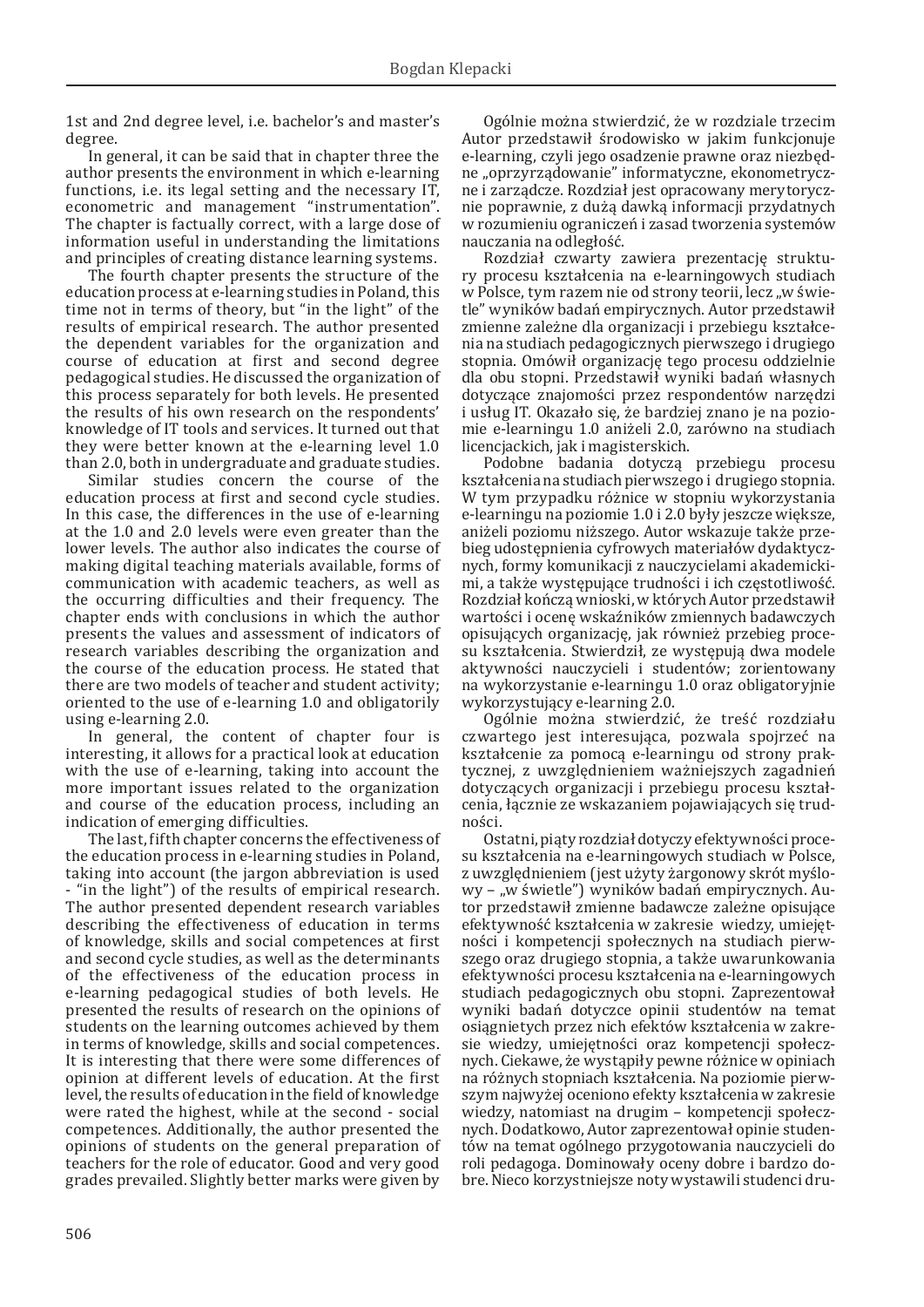1st and 2nd degree level, i.e. bachelor's and master's degree.

In general, it can be said that in chapter three the author presents the environment in which e-learning functions, i.e. its legal setting and the necessary IT, econometric and management "instrumentation". The chapter is factually correct, with a large dose of information useful in understanding the limitations and principles of creating distance learning systems.

The fourth chapter presents the structure of the education process at e-learning studies in Poland, this time not in terms of theory, but "in the light" of the results of empirical research. The author presented the dependent variables for the organization and course of education at first and second degree pedagogical studies. He discussed the organization of this process separately for both levels. He presented the results of his own research on the respondents' knowledge of IT tools and services. It turned out that they were better known at the e-learning level 1.0 than 2.0, both in undergraduate and graduate studies.

Similar studies concern the course of the education process at first and second cycle studies. In this case, the differences in the use of e-learning at the 1.0 and 2.0 levels were even greater than the lower levels. The author also indicates the course of making digital teaching materials available, forms of communication with academic teachers, as well as the occurring difficulties and their frequency. The chapter ends with conclusions in which the author presents the values and assessment of indicators of research variables describing the organization and the course of the education process. He stated that there are two models of teacher and student activity; oriented to the use of e-learning 1.0 and obligatorily using e-learning 2.0.

In general, the content of chapter four is interesting, it allows for a practical look at education with the use of e-learning, taking into account the more important issues related to the organization and course of the education process, including an indication of emerging difficulties.

The last, fifth chapter concerns the effectiveness of the education process in e-learning studies in Poland, taking into account (the jargon abbreviation is used - "in the light") of the results of empirical research. The author presented dependent research variables describing the effectiveness of education in terms of knowledge, skills and social competences at first and second cycle studies, as well as the determinants of the effectiveness of the education process in e-learning pedagogical studies of both levels. He presented the results of research on the opinions of students on the learning outcomes achieved by them in terms of knowledge, skills and social competences. It is interesting that there were some differences of opinion at different levels of education. At the first level, the results of education in the field of knowledge were rated the highest, while at the second - social competences. Additionally, the author presented the opinions of students on the general preparation of teachers for the role of educator. Good and very good grades prevailed. Slightly better marks were given by

Ogólnie można stwierdzić, że w rozdziale trzecim Autor przedstawił środowisko w jakim funkcjonuje e-learning, czyli jego osadzenie prawne oraz niezbędne „oprzyrządowanie" informatyczne, ekonometryczne i zarządcze. Rozdział jest opracowany merytorycznie poprawnie, z dużą dawką informacji przydatnych w rozumieniu ograniczeń i zasad tworzenia systemów nauczania na odległość.

Rozdział czwarty zawiera prezentację struktury procesu kształcenia na e-learningowych studiach w Polsce, tym razem nie od strony teorii, lecz „w świetle" wyników badań empirycznych. Autor przedstawił zmienne zależne dla organizacji i przebiegu kształcenia na studiach pedagogicznych pierwszego i drugiego stopnia. Omówił organizację tego procesu oddzielnie dla obu stopni. Przedstawił wyniki badań własnych dotyczące znajomości przez respondentów narzędzi i usług IT. Okazało się, że bardziej znano je na poziomie e-learningu 1.0 aniżeli 2.0, zarówno na studiach licencjackich, jak i magisterskich.

Podobne badania dotyczą przebiegu procesu kształcenia na studiach pierwszego i drugiego stopnia. W tym przypadku różnice w stopniu wykorzystania e-learningu na poziomie 1.0 i 2.0 były jeszcze większe, aniżeli poziomu niższego. Autor wskazuje także przebieg udostępnienia cyfrowych materiałów dydaktycznych, formy komunikacji z nauczycielami akademickimi, a także występujące trudności i ich częstotliwość. Rozdział kończą wnioski, w których Autor przedstawił wartości i ocenę wskaźników zmiennych badawczych opisujących organizację, jak również przebieg procesu kształcenia. Stwierdził, ze występują dwa modele aktywności nauczycieli i studentów; zorientowany na wykorzystanie e-learningu 1.0 oraz obligatoryjnie wykorzystujący e-learning 2.0.

Ogólnie można stwierdzić, że treść rozdziału czwartego jest interesująca, pozwala spojrzeć na kształcenie za pomocą e-learningu od strony praktycznej, z uwzględnieniem ważniejszych zagadnień dotyczących organizacji i przebiegu procesu kształcenia, łącznie ze wskazaniem pojawiających się trudności.

Ostatni, piąty rozdział dotyczy efektywności procesu kształcenia na e-learningowych studiach w Polsce, z uwzględnieniem (jest użyty żargonowy skrót myślowy – „w świetle") wyników badań empirycznych. Autor przedstawił zmienne badawcze zależne opisujące efektywność kształcenia w zakresie wiedzy, umiejętności i kompetencji społecznych na studiach pierwszego oraz drugiego stopnia, a także uwarunkowania efektywności procesu kształcenia na e-learningowych studiach pedagogicznych obu stopni. Zaprezentował wyniki badań dotyczce opinii studentów na temat osiągniętych przez nich efektów kształcenia w zakresie wiedzy, umiejętności oraz kompetencji społecznych. Ciekawe, że wystąpiły pewne różnice w opiniach na różnych stopniach kształcenia. Na poziomie pierwszym najwyżej oceniono efekty kształcenia w zakresie wiedzy, natomiast na drugim – kompetencji społecznych. Dodatkowo, Autor zaprezentował opinie studentów na temat ogólnego przygotowania nauczycieli do roli pedagoga. Dominowały oceny dobre i bardzo dobre. Nieco korzystniejsze noty wystawili studenci dru-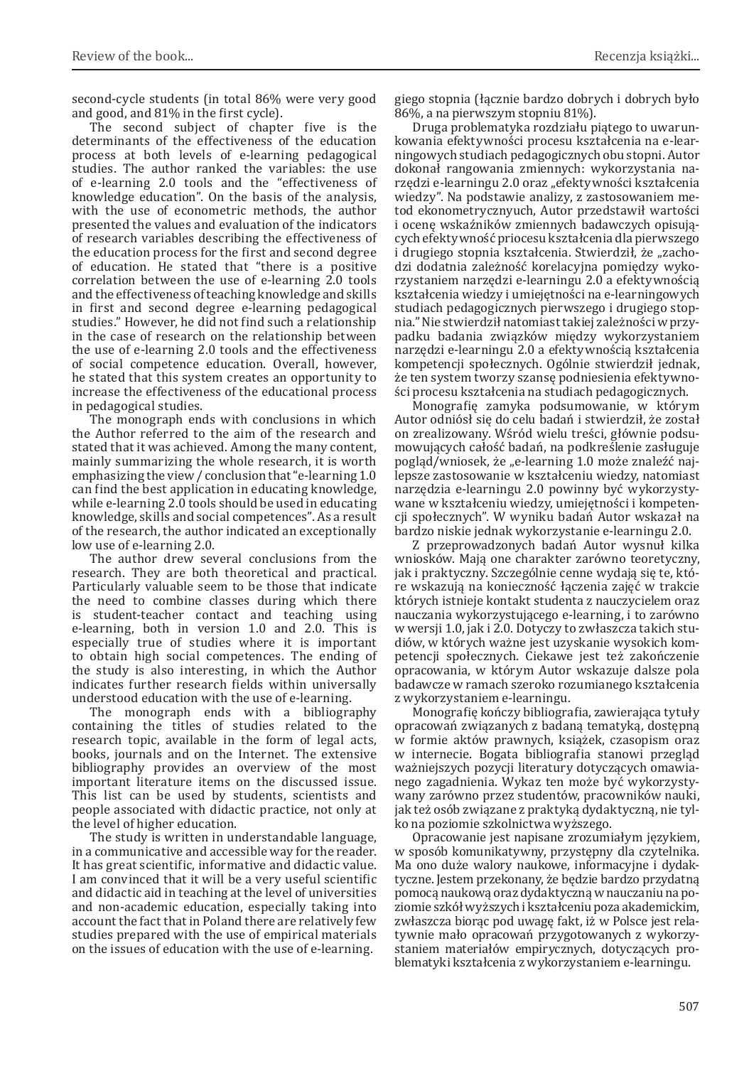second-cycle students (in total 86% were very good and good, and 81% in the first cycle).

The second subject of chapter five is the determinants of the effectiveness of the education process at both levels of e-learning pedagogical studies. The author ranked the variables: the use of e-learning 2.0 tools and the "effectiveness of knowledge education". On the basis of the analysis, with the use of econometric methods, the author presented the values and evaluation of the indicators of research variables describing the effectiveness of the education process for the first and second degree of education. He stated that "there is a positive correlation between the use of e-learning 2.0 tools and the effectiveness of teaching knowledge and skills in first and second degree e-learning pedagogical studies." However, he did not find such a relationship in the case of research on the relationship between the use of e-learning 2.0 tools and the effectiveness of social competence education. Overall, however, he stated that this system creates an opportunity to increase the effectiveness of the educational process in pedagogical studies.

The monograph ends with conclusions in which the Author referred to the aim of the research and stated that it was achieved. Among the many content, mainly summarizing the whole research, it is worth emphasizing the view / conclusion that "e-learning 1.0 can find the best application in educating knowledge, while e-learning 2.0 tools should be used in educating knowledge, skills and social competences". As a result of the research, the author indicated an exceptionally low use of e-learning 2.0.

The author drew several conclusions from the research. They are both theoretical and practical. Particularly valuable seem to be those that indicate the need to combine classes during which there is student-teacher contact and teaching using e-learning, both in version 1.0 and 2.0. This is especially true of studies where it is important to obtain high social competences. The ending of the study is also interesting, in which the Author indicates further research fields within universally understood education with the use of e-learning.

The monograph ends with a bibliography containing the titles of studies related to the research topic, available in the form of legal acts, books, journals and on the Internet. The extensive bibliography provides an overview of the most important literature items on the discussed issue. This list can be used by students, scientists and people associated with didactic practice, not only at the level of higher education.

The study is written in understandable language, in a communicative and accessible way for the reader. It has great scientific, informative and didactic value. I am convinced that it will be a very useful scientific and didactic aid in teaching at the level of universities and non-academic education, especially taking into account the fact that in Poland there are relatively few studies prepared with the use of empirical materials on the issues of education with the use of e-learning.

giego stopnia (łącznie bardzo dobrych i dobrych było 86%, a na pierwszym stopniu 81%).

Druga problematyka rozdziału piątego to uwarunkowania efektywności procesu kształcenia na e-learningowych studiach pedagogicznych obu stopni. Autor dokonał rangowania zmiennych: wykorzystania narzędzi e-learningu 2.0 oraz „efektywności kształcenia wiedzy". Na podstawie analizy, z zastosowaniem metod ekonometrycznyuch, Autor przedstawił wartości i ocenę wskaźników zmiennych badawczych opisujących efektywność priocesu kształcenia dla pierwszego i drugiego stopnia kształcenia. Stwierdził, że „zachodzi dodatnia zależność korelacyjna pomiędzy wykorzystaniem narzędzi e-learningu 2.0 a efektywnością kształcenia wiedzy i umiejętności na e-learningowych studiach pedagogicznych pierwszego i drugiego stopnia." Nie stwierdził natomiast takiej zależności w przypadku badania związków między wykorzystaniem narzędzi e-learningu 2.0 a efektywnością kształcenia kompetencji społecznych. Ogólnie stwierdził jednak, że ten system tworzy szansę podniesienia efektywności procesu kształcenia na studiach pedagogicznych.

Monografię zamyka podsumowanie, w którym Autor odniósł się do celu badań i stwierdził, że został on zrealizowany. Wśród wielu treści, głównie podsumowujących całość badań, na podkreślenie zasługuje pogląd/wniosek, że „e-learning 1.0 może znaleźć najlepsze zastosowanie w kształceniu wiedzy, natomiast narzędzia e-learningu 2.0 powinny być wykorzystywane w kształceniu wiedzy, umiejętności i kompetencji społecznych". W wyniku badań Autor wskazał na bardzo niskie jednak wykorzystanie e-learningu 2.0.

Z przeprowadzonych badań Autor wysnuł kilka wniosków. Mają one charakter zarówno teoretyczny, jak i praktyczny. Szczególnie cenne wydają się te, które wskazują na konieczność łączenia zajęć w trakcie których istnieje kontakt studenta z nauczycielem oraz nauczania wykorzystującego e-learning, i to zarówno w wersji 1.0, jak i 2.0. Dotyczy to zwłaszcza takich studiów, w których ważne jest uzyskanie wysokich kompetencji społecznych. Ciekawe jest też zakończenie opracowania, w którym Autor wskazuje dalsze pola badawcze w ramach szeroko rozumianego kształcenia z wykorzystaniem e-learningu.

Monografię kończy bibliografia, zawierająca tytuły opracowań związanych z badaną tematyką, dostępną w formie aktów prawnych, książek, czasopism oraz w internecie. Bogata bibliografia stanowi przegląd ważniejszych pozycji literatury dotyczących omawianego zagadnienia. Wykaz ten może być wykorzystywany zarówno przez studentów, pracowników nauki, jak też osób związane z praktyką dydaktyczną, nie tylko na poziomie szkolnictwa wyższego.

Opracowanie jest napisane zrozumiałym językiem, w sposób komunikatywny, przystępny dla czytelnika. Ma ono duże walory naukowe, informacyjne i dydaktyczne. Jestem przekonany, że będzie bardzo przydatną pomocą naukową oraz dydaktyczną w nauczaniu na poziomie szkół wyższych i kształceniu poza akademickim, zwłaszcza biorąc pod uwagę fakt, iż w Polsce jest relatywnie mało opracowań przygotowanych z wykorzystaniem materiałów empirycznych, dotyczących problematyki kształcenia z wykorzystaniem e-learningu.